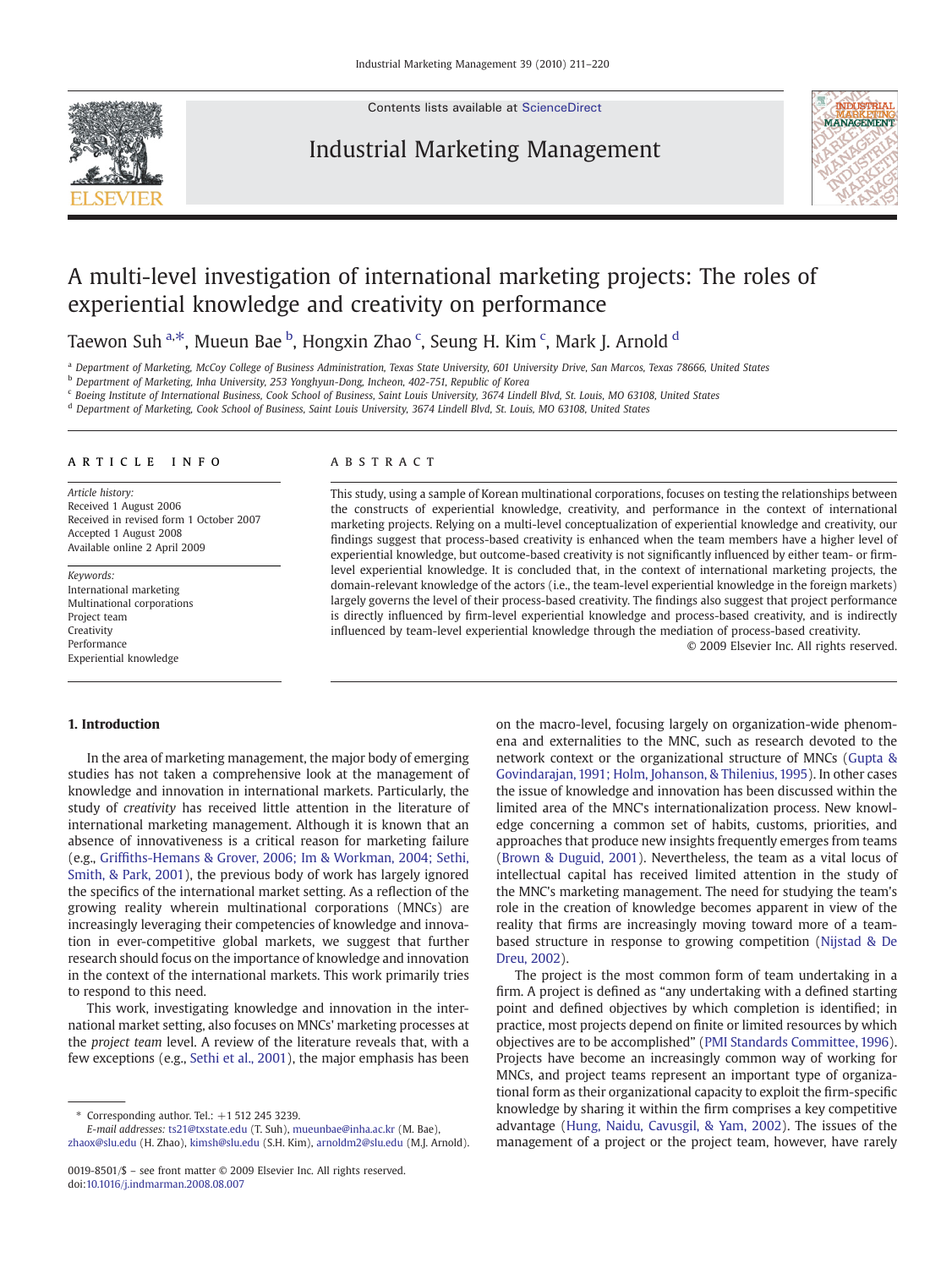# A multi-level investigation of international marketing projects: The roles of experiential knowledge and creativity on performance

Taewon Suh [a,*], Mueun Bae [b], Hongxin Zhao [c], Seung H. Kim [c], Mark J. Arnold [d]

[a] Department of Marketing, McCoy College of Business Administration, Texas State University, 601 University Drive, San Marcos, Texas 78666, United States
[b] Department of Marketing, Inha University, 253 Yonghyun-Dong, Incheon, 402-751, Republic of Korea
[c] Boeing Institute of International Business, Cook School of Business, Saint Louis University, 3674 Lindell Blvd, St. Louis, MO 63108, United States
[d] Department of Marketing, Cook School of Business, Saint Louis University, 3674 Lindell Blvd, St. Louis, MO 63108, United States

## ARTICLE INFO

*Article history:*
Received 1 August 2006
Received in revised form 1 October 2007
Accepted 1 August 2008
Available online 2 April 2009

*Keywords:*
International marketing
Multinational corporations
Project team
Creativity
Performance
Experiential knowledge

## ABSTRACT

This study, using a sample of Korean multinational corporations, focuses on testing the relationships between the constructs of experiential knowledge, creativity, and performance in the context of international marketing projects. Relying on a multi-level conceptualization of experiential knowledge and creativity, our findings suggest that process-based creativity is enhanced when the team members have a higher level of experiential knowledge, but outcome-based creativity is not significantly influenced by either team- or firm-level experiential knowledge. It is concluded that, in the context of international marketing projects, the domain-relevant knowledge of the actors (i.e., the team-level experiential knowledge in the foreign markets) largely governs the level of their process-based creativity. The findings also suggest that project performance is directly influenced by firm-level experiential knowledge and process-based creativity, and is indirectly influenced by team-level experiential knowledge through the mediation of process-based creativity.

© 2009 Elsevier Inc. All rights reserved.

## 1. Introduction

In the area of marketing management, the major body of emerging studies has not taken a comprehensive look at the management of knowledge and innovation in international markets. Particularly, the study of *creativity* has received little attention in the literature of international marketing management. Although it is known that an absence of innovativeness is a critical reason for marketing failure (e.g., Griffiths-Hemans & Grover, 2006; Im & Workman, 2004; Sethi, Smith, & Park, 2001), the previous body of work has largely ignored the specifics of the international market setting. As a reflection of the growing reality wherein multinational corporations (MNCs) are increasingly leveraging their competencies of knowledge and innovation in ever-competitive global markets, we suggest that further research should focus on the importance of knowledge and innovation in the context of the international markets. This work primarily tries to respond to this need.

This work, investigating knowledge and innovation in the international market setting, also focuses on MNCs' marketing processes at the *project team* level. A review of the literature reveals that, with a few exceptions (e.g., Sethi et al., 2001), the major emphasis has been on the macro-level, focusing largely on organization-wide phenomena and externalities to the MNC, such as research devoted to the network context or the organizational structure of MNCs (Gupta & Govindarajan, 1991; Holm, Johanson, & Thilenius, 1995). In other cases the issue of knowledge and innovation has been discussed within the limited area of the MNC's internationalization process. New knowledge concerning a common set of habits, customs, priorities, and approaches that produce new insights frequently emerges from teams (Brown & Duguid, 2001). Nevertheless, the team as a vital locus of intellectual capital has received limited attention in the study of the MNC's marketing management. The need for studying the team's role in the creation of knowledge becomes apparent in view of the reality that firms are increasingly moving toward more of a team-based structure in response to growing competition (Nijstad & De Dreu, 2002).

The project is the most common form of team undertaking in a firm. A project is defined as "any undertaking with a defined starting point and defined objectives by which completion is identified; in practice, most projects depend on finite or limited resources by which objectives are to be accomplished" (PMI Standards Committee, 1996). Projects have become an increasingly common way of working for MNCs, and project teams represent an important type of organizational form as their organizational capacity to exploit the firm-specific knowledge by sharing it within the firm comprises a key competitive advantage (Hung, Naidu, Cavusgil, & Yam, 2002). The issues of the management of a project or the project team, however, have rarely

\* Corresponding author. Tel.: +1 512 245 3239.
*E-mail addresses:* ts21@txstate.edu (T. Suh), mueunbae@inha.ac.kr (M. Bae), zhaox@slu.edu (H. Zhao), kimsh@slu.edu (S.H. Kim), arnoldm2@slu.edu (M.J. Arnold).

0019-8501/$ – see front matter © 2009 Elsevier Inc. All rights reserved.
doi:10.1016/j.indmarman.2008.08.007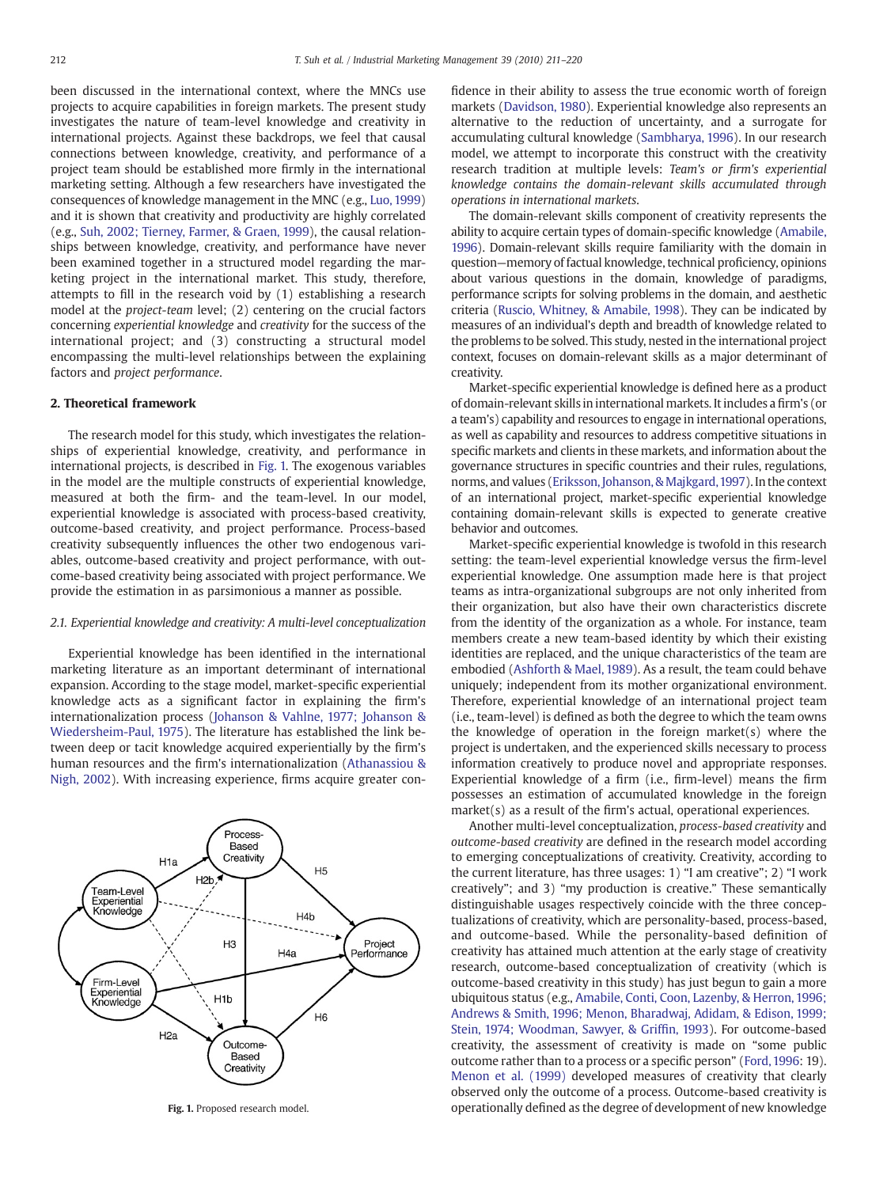been discussed in the international context, where the MNCs use projects to acquire capabilities in foreign markets. The present study investigates the nature of team-level knowledge and creativity in international projects. Against these backdrops, we feel that causal connections between knowledge, creativity, and performance of a project team should be established more firmly in the international marketing setting. Although a few researchers have investigated the consequences of knowledge management in the MNC (e.g., Luo, 1999) and it is shown that creativity and productivity are highly correlated (e.g., Suh, 2002; Tierney, Farmer, & Graen, 1999), the causal relationships between knowledge, creativity, and performance have never been examined together in a structured model regarding the marketing project in the international market. This study, therefore, attempts to fill in the research void by (1) establishing a research model at the *project-team* level; (2) centering on the crucial factors concerning *experiential knowledge* and *creativity* for the success of the international project; and (3) constructing a structural model encompassing the multi-level relationships between the explaining factors and *project performance*.

## 2. Theoretical framework

The research model for this study, which investigates the relationships of experiential knowledge, creativity, and performance in international projects, is described in Fig. 1. The exogenous variables in the model are the multiple constructs of experiential knowledge, measured at both the firm- and the team-level. In our model, experiential knowledge is associated with process-based creativity, outcome-based creativity, and project performance. Process-based creativity subsequently influences the other two endogenous variables, outcome-based creativity and project performance, with outcome-based creativity being associated with project performance. We provide the estimation in as parsimonious a manner as possible.

### 2.1. Experiential knowledge and creativity: A multi-level conceptualization

Experiential knowledge has been identified in the international marketing literature as an important determinant of international expansion. According to the stage model, market-specific experiential knowledge acts as a significant factor in explaining the firm's internationalization process (Johanson & Vahlne, 1977; Johanson & Wiedersheim-Paul, 1975). The literature has established the link between deep or tacit knowledge acquired experientially by the firm's human resources and the firm's internationalization (Athanassiou & Nigh, 2002). With increasing experience, firms acquire greater confidence in their ability to assess the true economic worth of foreign markets (Davidson, 1980). Experiential knowledge also represents an alternative to the reduction of uncertainty, and a surrogate for accumulating cultural knowledge (Sambharya, 1996). In our research model, we attempt to incorporate this construct with the creativity research tradition at multiple levels: *Team's or firm's experiential knowledge contains the domain-relevant skills accumulated through operations in international markets*.

Process-Based Creativity
Team-Level Experiential Knowledge
Firm-Level Experiential Knowledge
Project Performance
Outcome-Based Creativity
H1a
H2b
H5
H4b
H3
H4a
H1b
H6
H2a

**Fig. 1.** Proposed research model.

The domain-relevant skills component of creativity represents the ability to acquire certain types of domain-specific knowledge (Amabile, 1996). Domain-relevant skills require familiarity with the domain in question—memory of factual knowledge, technical proficiency, opinions about various questions in the domain, knowledge of paradigms, performance scripts for solving problems in the domain, and aesthetic criteria (Ruscio, Whitney, & Amabile, 1998). They can be indicated by measures of an individual's depth and breadth of knowledge related to the problems to be solved. This study, nested in the international project context, focuses on domain-relevant skills as a major determinant of creativity.

Market-specific experiential knowledge is defined here as a product of domain-relevant skills in international markets. It includes a firm's (or a team's) capability and resources to engage in international operations, as well as capability and resources to address competitive situations in specific markets and clients in these markets, and information about the governance structures in specific countries and their rules, regulations, norms, and values (Eriksson, Johanson, & Majkgard, 1997). In the context of an international project, market-specific experiential knowledge containing domain-relevant skills is expected to generate creative behavior and outcomes.

Market-specific experiential knowledge is twofold in this research setting: the team-level experiential knowledge versus the firm-level experiential knowledge. One assumption made here is that project teams as intra-organizational subgroups are not only inherited from their organization, but also have their own characteristics discrete from the identity of the organization as a whole. For instance, team members create a new team-based identity by which their existing identities are replaced, and the unique characteristics of the team are embodied (Ashforth & Mael, 1989). As a result, the team could behave uniquely; independent from its mother organizational environment. Therefore, experiential knowledge of an international project team (i.e., team-level) is defined as both the degree to which the team owns the knowledge of operation in the foreign market(s) where the project is undertaken, and the experienced skills necessary to process information creatively to produce novel and appropriate responses. Experiential knowledge of a firm (i.e., firm-level) means the firm possesses an estimation of accumulated knowledge in the foreign market(s) as a result of the firm's actual, operational experiences.

Another multi-level conceptualization, *process-based creativity* and *outcome-based creativity* are defined in the research model according to emerging conceptualizations of creativity. Creativity, according to the current literature, has three usages: 1) "I am creative"; 2) "I work creatively"; and 3) "my production is creative." These semantically distinguishable usages respectively coincide with the three conceptualizations of creativity, which are personality-based, process-based, and outcome-based. While the personality-based definition of creativity has attained much attention at the early stage of creativity research, outcome-based conceptualization of creativity (which is outcome-based creativity in this study) has just begun to gain a more ubiquitous status (e.g., Amabile, Conti, Coon, Lazenby, & Herron, 1996; Andrews & Smith, 1996; Menon, Bharadwaj, Adidam, & Edison, 1999; Stein, 1974; Woodman, Sawyer, & Griffin, 1993). For outcome-based creativity, the assessment of creativity is made on "some public outcome rather than to a process or a specific person" (Ford, 1996: 19). Menon et al. (1999) developed measures of creativity that clearly observed only the outcome of a process. Outcome-based creativity is operationally defined as the degree of development of new knowledge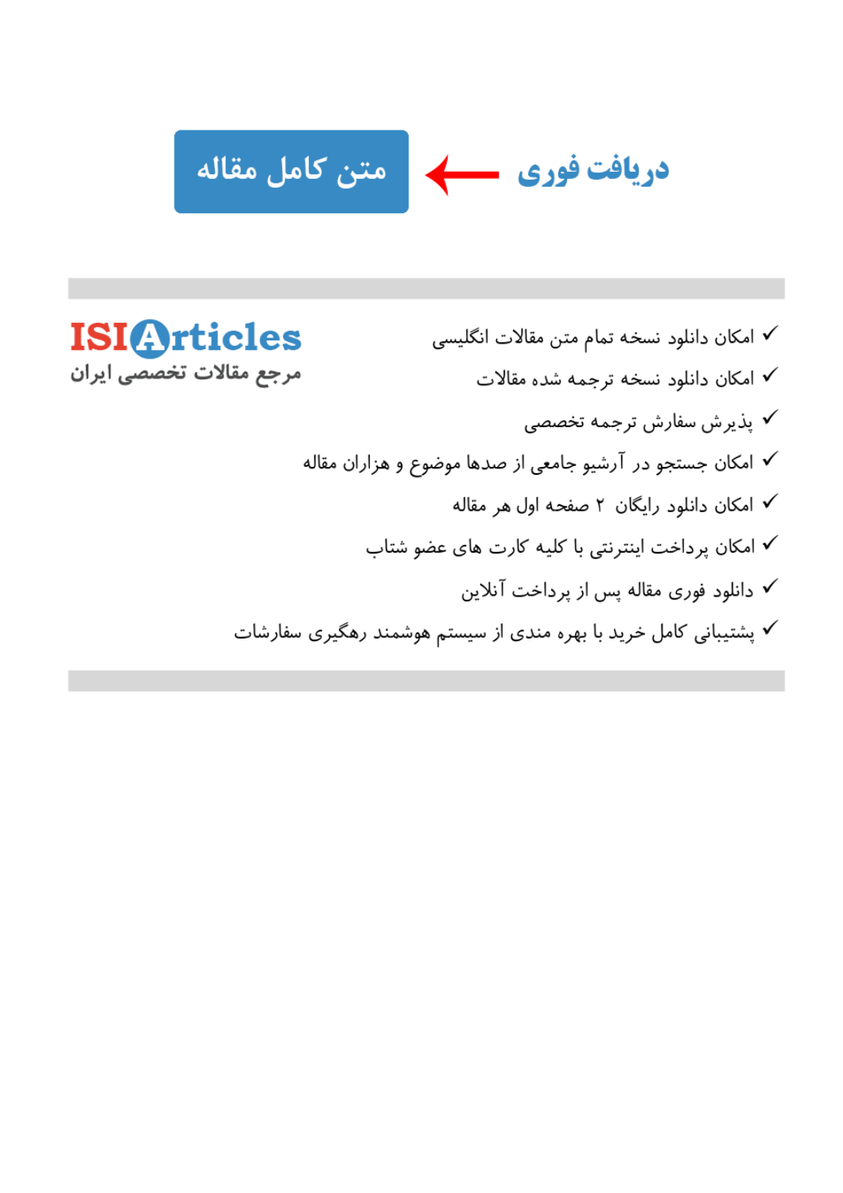دریافت فوری ← متن کامل مقاله

ISIArticles
مرجع مقالات تخصصی ایران

- ✓ امکان دانلود نسخه تمام متن مقالات انگلیسی
- ✓ امکان دانلود نسخه ترجمه شده مقالات
- ✓ پذیرش سفارش ترجمه تخصصی
- ✓ امکان جستجو در آرشیو جامعی از صدها موضوع و هزاران مقاله
- ✓ امکان دانلود رایگان ۲ صفحه اول هر مقاله
- ✓ امکان پرداخت اینترنتی با کلیه کارت های عضو شتاب
- ✓ دانلود فوری مقاله پس از پرداخت آنلاین
- ✓ پشتیبانی کامل خرید با بهره مندی از سیستم هوشمند رهگیری سفارشات